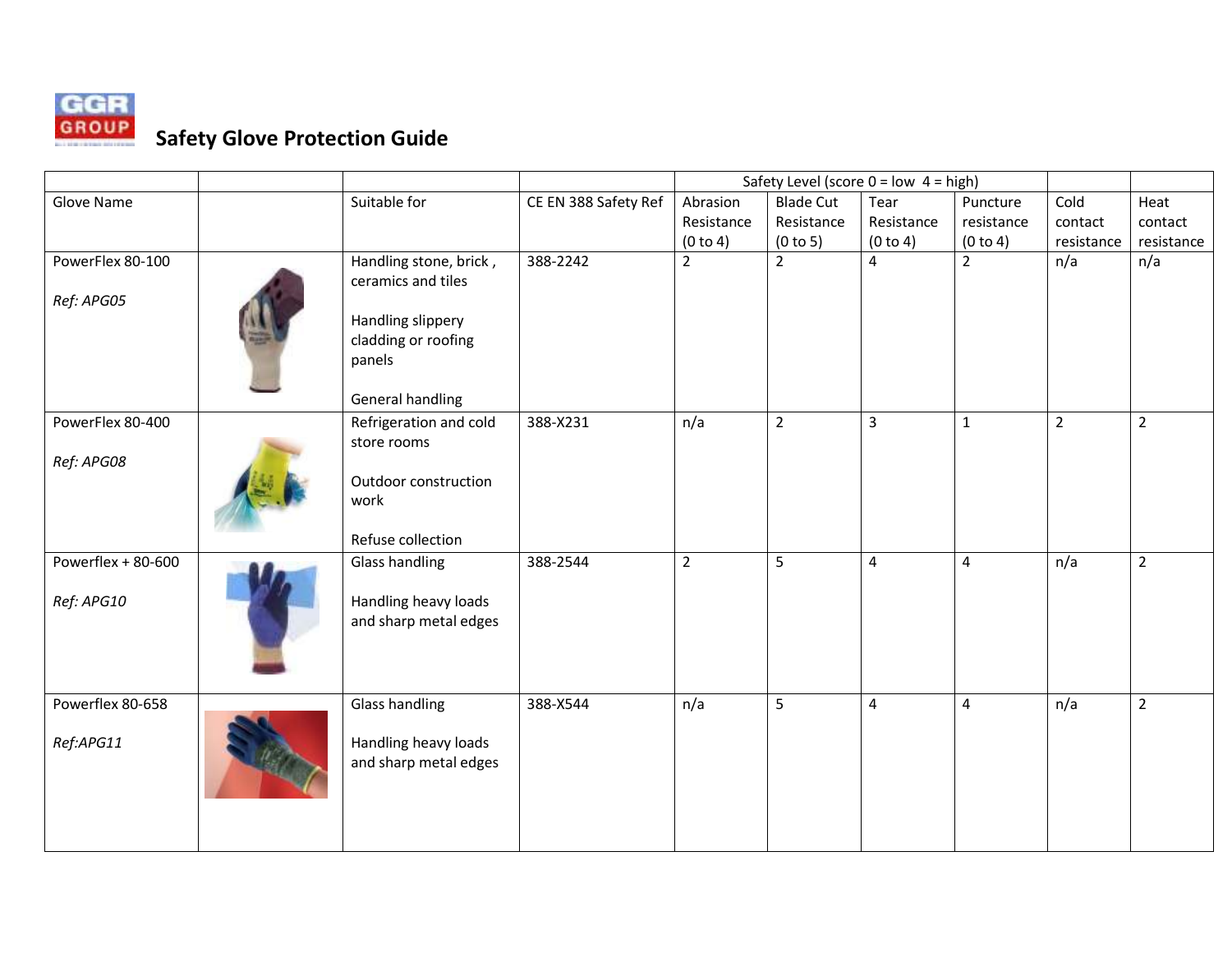GGR GROUP

# Safety Glove Protection Guide

| | | | | Safety Level (score 0 = low 4 = high) | | | | | |
|---|---|---|---|---|---|---|---|---|---|
| Glove Name | | Suitable for | CE EN 388 Safety Ref | Abrasion Resistance (0 to 4) | Blade Cut Resistance (0 to 5) | Tear Resistance (0 to 4) | Puncture resistance (0 to 4) | Cold contact resistance | Heat contact resistance |
| PowerFlex 80-100<br><br>*Ref: APG05* | | Handling stone, brick , ceramics and tiles<br><br>Handling slippery cladding or roofing panels<br><br>General handling | 388-2242 | 2 | 2 | 4 | 2 | n/a | n/a |
| PowerFlex 80-400<br><br>*Ref: APG08* | | Refrigeration and cold store rooms<br><br>Outdoor construction work<br><br>Refuse collection | 388-X231 | n/a | 2 | 3 | 1 | 2 | 2 |
| Powerflex + 80-600<br><br>*Ref: APG10* | | Glass handling<br><br>Handling heavy loads and sharp metal edges | 388-2544 | 2 | 5 | 4 | 4 | n/a | 2 |
| Powerflex 80-658<br><br>*Ref:APG11* | | Glass handling<br><br>Handling heavy loads and sharp metal edges | 388-X544 | n/a | 5 | 4 | 4 | n/a | 2 |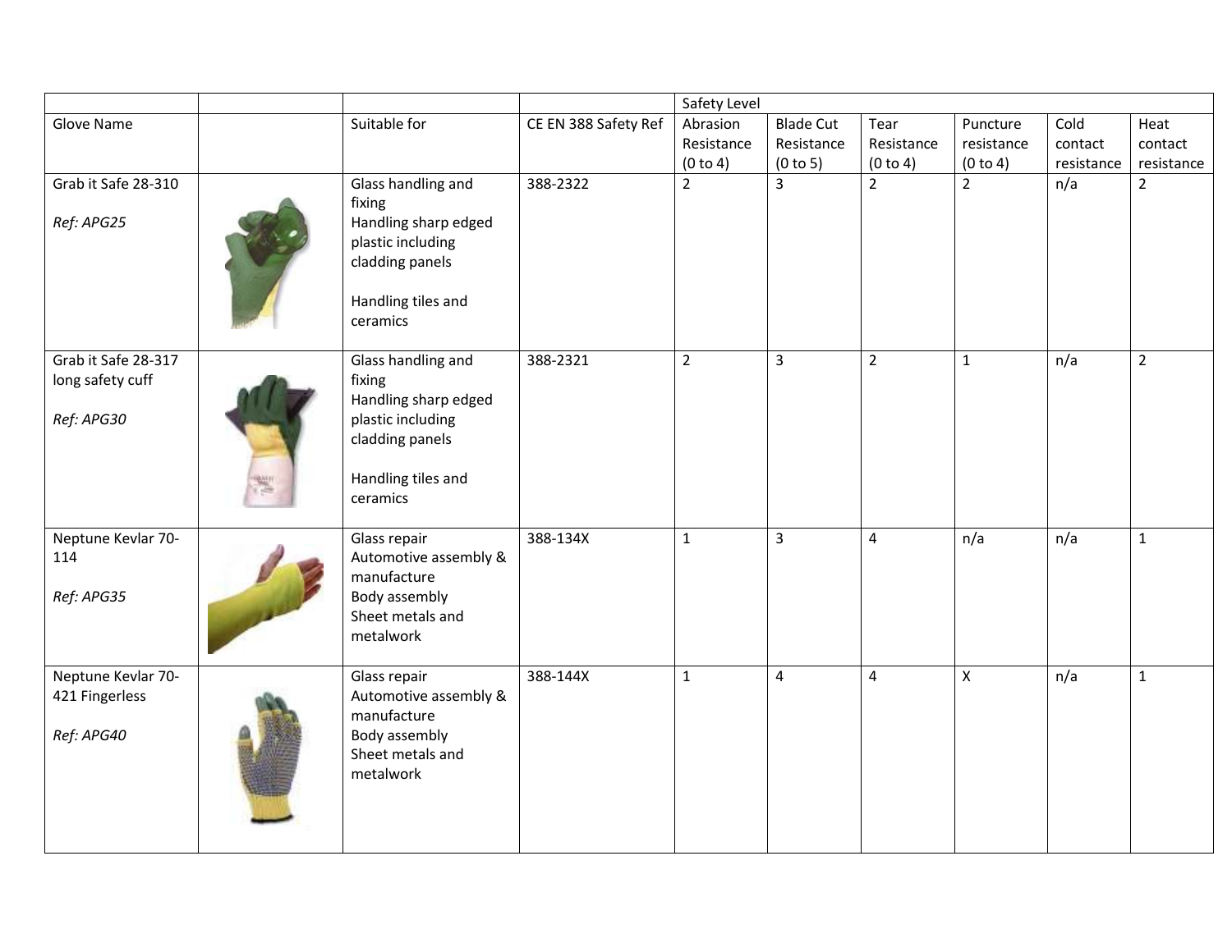| | | | | Safety Level | | | | | |
|---|---|---|---|---|---|---|---|---|---|
| Glove Name | | Suitable for | CE EN 388 Safety Ref | Abrasion Resistance (0 to 4) | Blade Cut Resistance (0 to 5) | Tear Resistance (0 to 4) | Puncture resistance (0 to 4) | Cold contact resistance | Heat contact resistance |
| Grab it Safe 28-310<br><br>*Ref: APG25* | | Glass handling and fixing<br>Handling sharp edged plastic including cladding panels<br><br>Handling tiles and ceramics | 388-2322 | 2 | 3 | 2 | 2 | n/a | 2 |
| Grab it Safe 28-317 long safety cuff<br><br>*Ref: APG30* | | Glass handling and fixing<br>Handling sharp edged plastic including cladding panels<br><br>Handling tiles and ceramics | 388-2321 | 2 | 3 | 2 | 1 | n/a | 2 |
| Neptune Kevlar 70-114<br><br>*Ref: APG35* | | Glass repair<br>Automotive assembly & manufacture<br>Body assembly<br>Sheet metals and metalwork | 388-134X | 1 | 3 | 4 | n/a | n/a | 1 |
| Neptune Kevlar 70-421 Fingerless<br><br>*Ref: APG40* | | Glass repair<br>Automotive assembly & manufacture<br>Body assembly<br>Sheet metals and metalwork | 388-144X | 1 | 4 | 4 | X | n/a | 1 |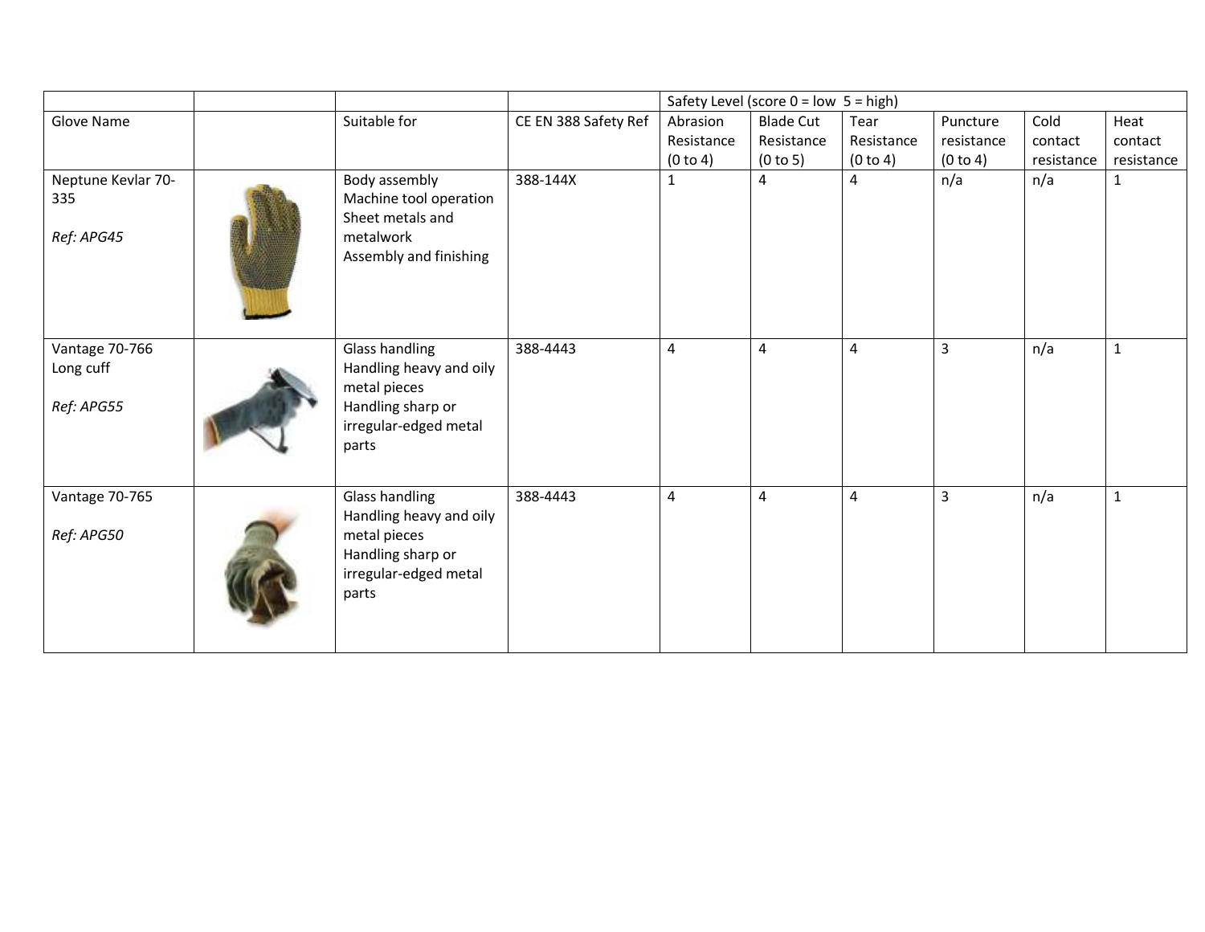| | | | | Safety Level (score 0 = low 5 = high) | | | | | |
|---|---|---|---|---|---|---|---|---|---|
| Glove Name | | Suitable for | CE EN 388 Safety Ref | Abrasion Resistance (0 to 4) | Blade Cut Resistance (0 to 5) | Tear Resistance (0 to 4) | Puncture resistance (0 to 4) | Cold contact resistance | Heat contact resistance |
| Neptune Kevlar 70-335<br><br>*Ref: APG45* | | Body assembly<br>Machine tool operation<br>Sheet metals and metalwork<br>Assembly and finishing | 388-144X | 1 | 4 | 4 | n/a | n/a | 1 |
| Vantage 70-766 Long cuff<br><br>*Ref: APG55* | | Glass handling<br>Handling heavy and oily metal pieces<br>Handling sharp or irregular-edged metal parts | 388-4443 | 4 | 4 | 4 | 3 | n/a | 1 |
| Vantage 70-765<br><br>*Ref: APG50* | | Glass handling<br>Handling heavy and oily metal pieces<br>Handling sharp or irregular-edged metal parts | 388-4443 | 4 | 4 | 4 | 3 | n/a | 1 |